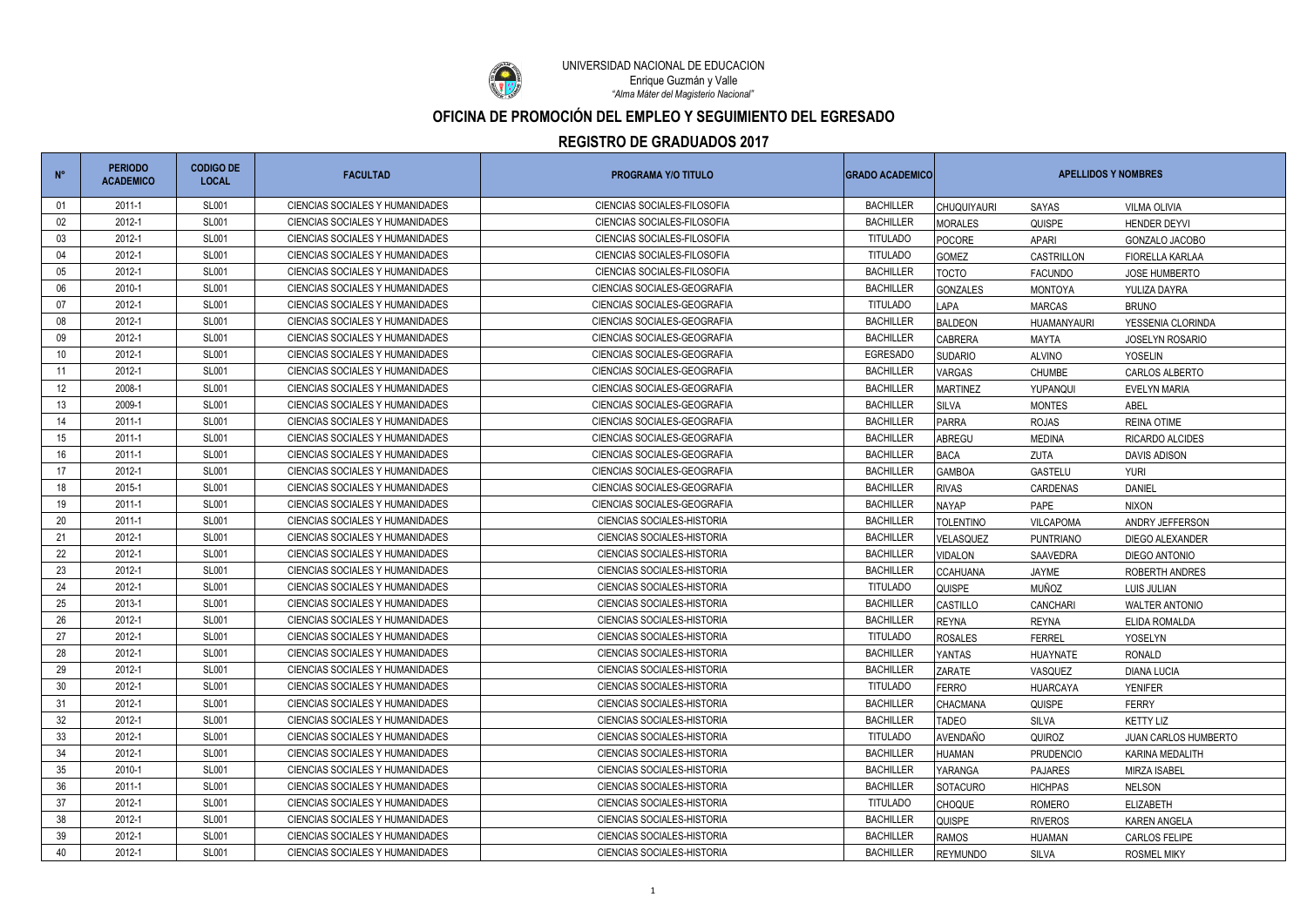UNIVERSIDAD NACIONAL DE EDUCACION
Enrique Guzmán y Valle
*"Alma Máter del Magisterio Nacional"*

## OFICINA DE PROMOCIÓN DEL EMPLEO Y SEGUIMIENTO DEL EGRESADO

## REGISTRO DE GRADUADOS 2017

| N° | PERIODO ACADEMICO | CODIGO DE LOCAL | FACULTAD | PROGRAMA Y/O TITULO | GRADO ACADEMICO | APELLIDOS Y NOMBRES | | |
|---|---|---|---|---|---|---|---|---|
| 01 | 2011-1 | SL001 | CIENCIAS SOCIALES Y HUMANIDADES | CIENCIAS SOCIALES-FILOSOFIA | BACHILLER | CHUQUIYAURI | SAYAS | VILMA OLIVIA |
| 02 | 2012-1 | SL001 | CIENCIAS SOCIALES Y HUMANIDADES | CIENCIAS SOCIALES-FILOSOFIA | BACHILLER | MORALES | QUISPE | HENDER DEYVI |
| 03 | 2012-1 | SL001 | CIENCIAS SOCIALES Y HUMANIDADES | CIENCIAS SOCIALES-FILOSOFIA | TITULADO | POCORE | APARI | GONZALO JACOBO |
| 04 | 2012-1 | SL001 | CIENCIAS SOCIALES Y HUMANIDADES | CIENCIAS SOCIALES-FILOSOFIA | TITULADO | GOMEZ | CASTRILLON | FIORELLA KARLAA |
| 05 | 2012-1 | SL001 | CIENCIAS SOCIALES Y HUMANIDADES | CIENCIAS SOCIALES-FILOSOFIA | BACHILLER | TOCTO | FACUNDO | JOSE HUMBERTO |
| 06 | 2010-1 | SL001 | CIENCIAS SOCIALES Y HUMANIDADES | CIENCIAS SOCIALES-GEOGRAFIA | BACHILLER | GONZALES | MONTOYA | YULIZA DAYRA |
| 07 | 2012-1 | SL001 | CIENCIAS SOCIALES Y HUMANIDADES | CIENCIAS SOCIALES-GEOGRAFIA | TITULADO | LAPA | MARCAS | BRUNO |
| 08 | 2012-1 | SL001 | CIENCIAS SOCIALES Y HUMANIDADES | CIENCIAS SOCIALES-GEOGRAFIA | BACHILLER | BALDEON | HUAMANYAURI | YESSENIA CLORINDA |
| 09 | 2012-1 | SL001 | CIENCIAS SOCIALES Y HUMANIDADES | CIENCIAS SOCIALES-GEOGRAFIA | BACHILLER | CABRERA | MAYTA | JOSELYN ROSARIO |
| 10 | 2012-1 | SL001 | CIENCIAS SOCIALES Y HUMANIDADES | CIENCIAS SOCIALES-GEOGRAFIA | EGRESADO | SUDARIO | ALVINO | YOSELIN |
| 11 | 2012-1 | SL001 | CIENCIAS SOCIALES Y HUMANIDADES | CIENCIAS SOCIALES-GEOGRAFIA | BACHILLER | VARGAS | CHUMBE | CARLOS ALBERTO |
| 12 | 2008-1 | SL001 | CIENCIAS SOCIALES Y HUMANIDADES | CIENCIAS SOCIALES-GEOGRAFIA | BACHILLER | MARTINEZ | YUPANQUI | EVELYN MARIA |
| 13 | 2009-1 | SL001 | CIENCIAS SOCIALES Y HUMANIDADES | CIENCIAS SOCIALES-GEOGRAFIA | BACHILLER | SILVA | MONTES | ABEL |
| 14 | 2011-1 | SL001 | CIENCIAS SOCIALES Y HUMANIDADES | CIENCIAS SOCIALES-GEOGRAFIA | BACHILLER | PARRA | ROJAS | REINA OTIME |
| 15 | 2011-1 | SL001 | CIENCIAS SOCIALES Y HUMANIDADES | CIENCIAS SOCIALES-GEOGRAFIA | BACHILLER | ABREGU | MEDINA | RICARDO ALCIDES |
| 16 | 2011-1 | SL001 | CIENCIAS SOCIALES Y HUMANIDADES | CIENCIAS SOCIALES-GEOGRAFIA | BACHILLER | BACA | ZUTA | DAVIS ADISON |
| 17 | 2012-1 | SL001 | CIENCIAS SOCIALES Y HUMANIDADES | CIENCIAS SOCIALES-GEOGRAFIA | BACHILLER | GAMBOA | GASTELU | YURI |
| 18 | 2015-1 | SL001 | CIENCIAS SOCIALES Y HUMANIDADES | CIENCIAS SOCIALES-GEOGRAFIA | BACHILLER | RIVAS | CARDENAS | DANIEL |
| 19 | 2011-1 | SL001 | CIENCIAS SOCIALES Y HUMANIDADES | CIENCIAS SOCIALES-GEOGRAFIA | BACHILLER | NAYAP | PAPE | NIXON |
| 20 | 2011-1 | SL001 | CIENCIAS SOCIALES Y HUMANIDADES | CIENCIAS SOCIALES-HISTORIA | BACHILLER | TOLENTINO | VILCAPOMA | ANDRY JEFFERSON |
| 21 | 2012-1 | SL001 | CIENCIAS SOCIALES Y HUMANIDADES | CIENCIAS SOCIALES-HISTORIA | BACHILLER | VELASQUEZ | PUNTRIANO | DIEGO ALEXANDER |
| 22 | 2012-1 | SL001 | CIENCIAS SOCIALES Y HUMANIDADES | CIENCIAS SOCIALES-HISTORIA | BACHILLER | VIDALON | SAAVEDRA | DIEGO ANTONIO |
| 23 | 2012-1 | SL001 | CIENCIAS SOCIALES Y HUMANIDADES | CIENCIAS SOCIALES-HISTORIA | BACHILLER | CCAHUANA | JAYME | ROBERTH ANDRES |
| 24 | 2012-1 | SL001 | CIENCIAS SOCIALES Y HUMANIDADES | CIENCIAS SOCIALES-HISTORIA | TITULADO | QUISPE | MUÑOZ | LUIS JULIAN |
| 25 | 2013-1 | SL001 | CIENCIAS SOCIALES Y HUMANIDADES | CIENCIAS SOCIALES-HISTORIA | BACHILLER | CASTILLO | CANCHARI | WALTER ANTONIO |
| 26 | 2012-1 | SL001 | CIENCIAS SOCIALES Y HUMANIDADES | CIENCIAS SOCIALES-HISTORIA | BACHILLER | REYNA | REYNA | ELIDA ROMALDA |
| 27 | 2012-1 | SL001 | CIENCIAS SOCIALES Y HUMANIDADES | CIENCIAS SOCIALES-HISTORIA | TITULADO | ROSALES | FERREL | YOSELYN |
| 28 | 2012-1 | SL001 | CIENCIAS SOCIALES Y HUMANIDADES | CIENCIAS SOCIALES-HISTORIA | BACHILLER | YANTAS | HUAYNATE | RONALD |
| 29 | 2012-1 | SL001 | CIENCIAS SOCIALES Y HUMANIDADES | CIENCIAS SOCIALES-HISTORIA | BACHILLER | ZARATE | VASQUEZ | DIANA LUCIA |
| 30 | 2012-1 | SL001 | CIENCIAS SOCIALES Y HUMANIDADES | CIENCIAS SOCIALES-HISTORIA | TITULADO | FERRO | HUARCAYA | YENIFER |
| 31 | 2012-1 | SL001 | CIENCIAS SOCIALES Y HUMANIDADES | CIENCIAS SOCIALES-HISTORIA | BACHILLER | CHACMANA | QUISPE | FERRY |
| 32 | 2012-1 | SL001 | CIENCIAS SOCIALES Y HUMANIDADES | CIENCIAS SOCIALES-HISTORIA | BACHILLER | TADEO | SILVA | KETTY LIZ |
| 33 | 2012-1 | SL001 | CIENCIAS SOCIALES Y HUMANIDADES | CIENCIAS SOCIALES-HISTORIA | TITULADO | AVENDAÑO | QUIROZ | JUAN CARLOS HUMBERTO |
| 34 | 2012-1 | SL001 | CIENCIAS SOCIALES Y HUMANIDADES | CIENCIAS SOCIALES-HISTORIA | BACHILLER | HUAMAN | PRUDENCIO | KARINA MEDALITH |
| 35 | 2010-1 | SL001 | CIENCIAS SOCIALES Y HUMANIDADES | CIENCIAS SOCIALES-HISTORIA | BACHILLER | YARANGA | PAJARES | MIRZA ISABEL |
| 36 | 2011-1 | SL001 | CIENCIAS SOCIALES Y HUMANIDADES | CIENCIAS SOCIALES-HISTORIA | BACHILLER | SOTACURO | HICHPAS | NELSON |
| 37 | 2012-1 | SL001 | CIENCIAS SOCIALES Y HUMANIDADES | CIENCIAS SOCIALES-HISTORIA | TITULADO | CHOQUE | ROMERO | ELIZABETH |
| 38 | 2012-1 | SL001 | CIENCIAS SOCIALES Y HUMANIDADES | CIENCIAS SOCIALES-HISTORIA | BACHILLER | QUISPE | RIVEROS | KAREN ANGELA |
| 39 | 2012-1 | SL001 | CIENCIAS SOCIALES Y HUMANIDADES | CIENCIAS SOCIALES-HISTORIA | BACHILLER | RAMOS | HUAMAN | CARLOS FELIPE |
| 40 | 2012-1 | SL001 | CIENCIAS SOCIALES Y HUMANIDADES | CIENCIAS SOCIALES-HISTORIA | BACHILLER | REYMUNDO | SILVA | ROSMEL MIKY |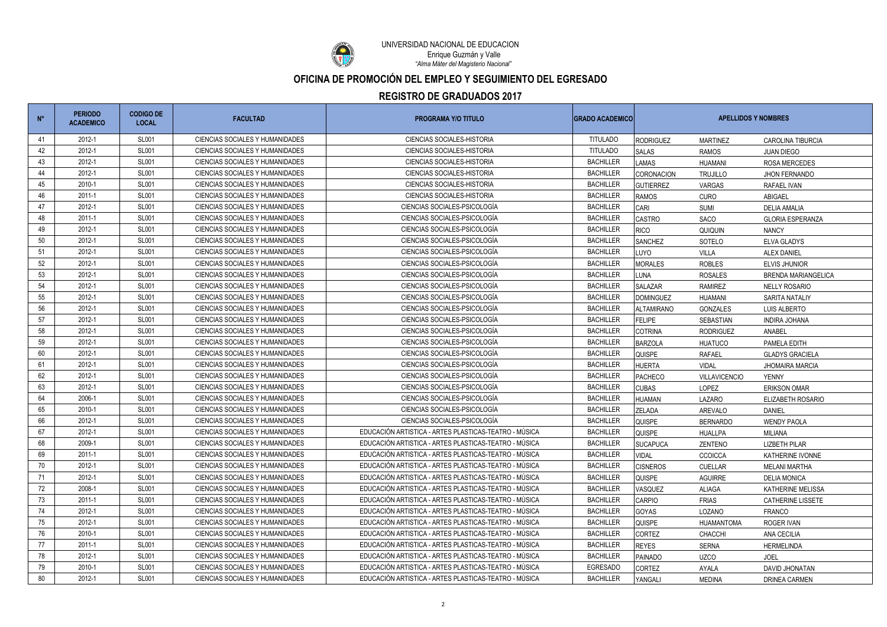UNIVERSIDAD NACIONAL DE EDUCACION
Enrique Guzmán y Valle
*"Alma Máter del Magisterio Nacional"*

## OFICINA DE PROMOCIÓN DEL EMPLEO Y SEGUIMIENTO DEL EGRESADO

## REGISTRO DE GRADUADOS 2017

| N° | PERIODO ACADEMICO | CODIGO DE LOCAL | FACULTAD | PROGRAMA Y/O TITULO | GRADO ACADEMICO | APELLIDOS Y NOMBRES | | |
|---|---|---|---|---|---|---|---|---|
| 41 | 2012-1 | SL001 | CIENCIAS SOCIALES Y HUMANIDADES | CIENCIAS SOCIALES-HISTORIA | TITULADO | RODRIGUEZ | MARTINEZ | CAROLINA TIBURCIA |
| 42 | 2012-1 | SL001 | CIENCIAS SOCIALES Y HUMANIDADES | CIENCIAS SOCIALES-HISTORIA | TITULADO | SALAS | RAMOS | JUAN DIEGO |
| 43 | 2012-1 | SL001 | CIENCIAS SOCIALES Y HUMANIDADES | CIENCIAS SOCIALES-HISTORIA | BACHILLER | LAMAS | HUAMANI | ROSA MERCEDES |
| 44 | 2012-1 | SL001 | CIENCIAS SOCIALES Y HUMANIDADES | CIENCIAS SOCIALES-HISTORIA | BACHILLER | CORONACION | TRUJILLO | JHON FERNANDO |
| 45 | 2010-1 | SL001 | CIENCIAS SOCIALES Y HUMANIDADES | CIENCIAS SOCIALES-HISTORIA | BACHILLER | GUTIERREZ | VARGAS | RAFAEL IVAN |
| 46 | 2011-1 | SL001 | CIENCIAS SOCIALES Y HUMANIDADES | CIENCIAS SOCIALES-HISTORIA | BACHILLER | RAMOS | CURO | ABIGAEL |
| 47 | 2012-1 | SL001 | CIENCIAS SOCIALES Y HUMANIDADES | CIENCIAS SOCIALES-PSICOLOGÍA | BACHILLER | CARI | SUMI | DELIA AMALIA |
| 48 | 2011-1 | SL001 | CIENCIAS SOCIALES Y HUMANIDADES | CIENCIAS SOCIALES-PSICOLOGÍA | BACHILLER | CASTRO | SACO | GLORIA ESPERANZA |
| 49 | 2012-1 | SL001 | CIENCIAS SOCIALES Y HUMANIDADES | CIENCIAS SOCIALES-PSICOLOGÍA | BACHILLER | RICO | QUIQUIN | NANCY |
| 50 | 2012-1 | SL001 | CIENCIAS SOCIALES Y HUMANIDADES | CIENCIAS SOCIALES-PSICOLOGÍA | BACHILLER | SANCHEZ | SOTELO | ELVA GLADYS |
| 51 | 2012-1 | SL001 | CIENCIAS SOCIALES Y HUMANIDADES | CIENCIAS SOCIALES-PSICOLOGÍA | BACHILLER | LUYO | VILLA | ALEX DANIEL |
| 52 | 2012-1 | SL001 | CIENCIAS SOCIALES Y HUMANIDADES | CIENCIAS SOCIALES-PSICOLOGÍA | BACHILLER | MORALES | ROBLES | ELVIS JHUNIOR |
| 53 | 2012-1 | SL001 | CIENCIAS SOCIALES Y HUMANIDADES | CIENCIAS SOCIALES-PSICOLOGÍA | BACHILLER | LUNA | ROSALES | BRENDA MARIANGELICA |
| 54 | 2012-1 | SL001 | CIENCIAS SOCIALES Y HUMANIDADES | CIENCIAS SOCIALES-PSICOLOGÍA | BACHILLER | SALAZAR | RAMIREZ | NELLY ROSARIO |
| 55 | 2012-1 | SL001 | CIENCIAS SOCIALES Y HUMANIDADES | CIENCIAS SOCIALES-PSICOLOGÍA | BACHILLER | DOMINGUEZ | HUAMANI | SARITA NATALIY |
| 56 | 2012-1 | SL001 | CIENCIAS SOCIALES Y HUMANIDADES | CIENCIAS SOCIALES-PSICOLOGÍA | BACHILLER | ALTAMIRANO | GONZALES | LUIS ALBERTO |
| 57 | 2012-1 | SL001 | CIENCIAS SOCIALES Y HUMANIDADES | CIENCIAS SOCIALES-PSICOLOGÍA | BACHILLER | FELIPE | SEBASTIAN | INDIRA JOHANA |
| 58 | 2012-1 | SL001 | CIENCIAS SOCIALES Y HUMANIDADES | CIENCIAS SOCIALES-PSICOLOGÍA | BACHILLER | COTRINA | RODRIGUEZ | ANABEL |
| 59 | 2012-1 | SL001 | CIENCIAS SOCIALES Y HUMANIDADES | CIENCIAS SOCIALES-PSICOLOGÍA | BACHILLER | BARZOLA | HUATUCO | PAMELA EDITH |
| 60 | 2012-1 | SL001 | CIENCIAS SOCIALES Y HUMANIDADES | CIENCIAS SOCIALES-PSICOLOGÍA | BACHILLER | QUISPE | RAFAEL | GLADYS GRACIELA |
| 61 | 2012-1 | SL001 | CIENCIAS SOCIALES Y HUMANIDADES | CIENCIAS SOCIALES-PSICOLOGÍA | BACHILLER | HUERTA | VIDAL | JHOMAIRA MARCIA |
| 62 | 2012-1 | SL001 | CIENCIAS SOCIALES Y HUMANIDADES | CIENCIAS SOCIALES-PSICOLOGÍA | BACHILLER | PACHECO | VILLAVICENCIO | YENNY |
| 63 | 2012-1 | SL001 | CIENCIAS SOCIALES Y HUMANIDADES | CIENCIAS SOCIALES-PSICOLOGÍA | BACHILLER | CUBAS | LOPEZ | ERIKSON OMAR |
| 64 | 2006-1 | SL001 | CIENCIAS SOCIALES Y HUMANIDADES | CIENCIAS SOCIALES-PSICOLOGÍA | BACHILLER | HUAMAN | LAZARO | ELIZABETH ROSARIO |
| 65 | 2010-1 | SL001 | CIENCIAS SOCIALES Y HUMANIDADES | CIENCIAS SOCIALES-PSICOLOGÍA | BACHILLER | ZELADA | AREVALO | DANIEL |
| 66 | 2012-1 | SL001 | CIENCIAS SOCIALES Y HUMANIDADES | CIENCIAS SOCIALES-PSICOLOGÍA | BACHILLER | QUISPE | BERNARDO | WENDY PAOLA |
| 67 | 2012-1 | SL001 | CIENCIAS SOCIALES Y HUMANIDADES | EDUCACIÓN ARTISTICA - ARTES PLASTICAS-TEATRO - MÚSICA | BACHILLER | QUISPE | HUALLPA | MILIANA |
| 68 | 2009-1 | SL001 | CIENCIAS SOCIALES Y HUMANIDADES | EDUCACIÓN ARTISTICA - ARTES PLASTICAS-TEATRO - MÚSICA | BACHILLER | SUCAPUCA | ZENTENO | LIZBETH PILAR |
| 69 | 2011-1 | SL001 | CIENCIAS SOCIALES Y HUMANIDADES | EDUCACIÓN ARTISTICA - ARTES PLASTICAS-TEATRO - MÚSICA | BACHILLER | VIDAL | CCOICCA | KATHERINE IVONNE |
| 70 | 2012-1 | SL001 | CIENCIAS SOCIALES Y HUMANIDADES | EDUCACIÓN ARTISTICA - ARTES PLASTICAS-TEATRO - MÚSICA | BACHILLER | CISNEROS | CUELLAR | MELANI MARTHA |
| 71 | 2012-1 | SL001 | CIENCIAS SOCIALES Y HUMANIDADES | EDUCACIÓN ARTISTICA - ARTES PLASTICAS-TEATRO - MÚSICA | BACHILLER | QUISPE | AGUIRRE | DELIA MONICA |
| 72 | 2008-1 | SL001 | CIENCIAS SOCIALES Y HUMANIDADES | EDUCACIÓN ARTISTICA - ARTES PLASTICAS-TEATRO - MÚSICA | BACHILLER | VASQUEZ | ALIAGA | KATHERINE MELISSA |
| 73 | 2011-1 | SL001 | CIENCIAS SOCIALES Y HUMANIDADES | EDUCACIÓN ARTISTICA - ARTES PLASTICAS-TEATRO - MÚSICA | BACHILLER | CARPIO | FRIAS | CATHERINE LISSETE |
| 74 | 2012-1 | SL001 | CIENCIAS SOCIALES Y HUMANIDADES | EDUCACIÓN ARTISTICA - ARTES PLASTICAS-TEATRO - MÚSICA | BACHILLER | GOYAS | LOZANO | FRANCO |
| 75 | 2012-1 | SL001 | CIENCIAS SOCIALES Y HUMANIDADES | EDUCACIÓN ARTISTICA - ARTES PLASTICAS-TEATRO - MÚSICA | BACHILLER | QUISPE | HUAMANTOMA | ROGER IVAN |
| 76 | 2010-1 | SL001 | CIENCIAS SOCIALES Y HUMANIDADES | EDUCACIÓN ARTISTICA - ARTES PLASTICAS-TEATRO - MÚSICA | BACHILLER | CORTEZ | CHACCHI | ANA CECILIA |
| 77 | 2011-1 | SL001 | CIENCIAS SOCIALES Y HUMANIDADES | EDUCACIÓN ARTISTICA - ARTES PLASTICAS-TEATRO - MÚSICA | BACHILLER | REYES | SERNA | HERMELINDA |
| 78 | 2012-1 | SL001 | CIENCIAS SOCIALES Y HUMANIDADES | EDUCACIÓN ARTISTICA - ARTES PLASTICAS-TEATRO - MÚSICA | BACHILLER | PAINADO | UZCO | JOEL |
| 79 | 2010-1 | SL001 | CIENCIAS SOCIALES Y HUMANIDADES | EDUCACIÓN ARTISTICA - ARTES PLASTICAS-TEATRO - MÚSICA | EGRESADO | CORTEZ | AYALA | DAVID JHONATAN |
| 80 | 2012-1 | SL001 | CIENCIAS SOCIALES Y HUMANIDADES | EDUCACIÓN ARTISTICA - ARTES PLASTICAS-TEATRO - MÚSICA | BACHILLER | YANGALI | MEDINA | DRINEA CARMEN |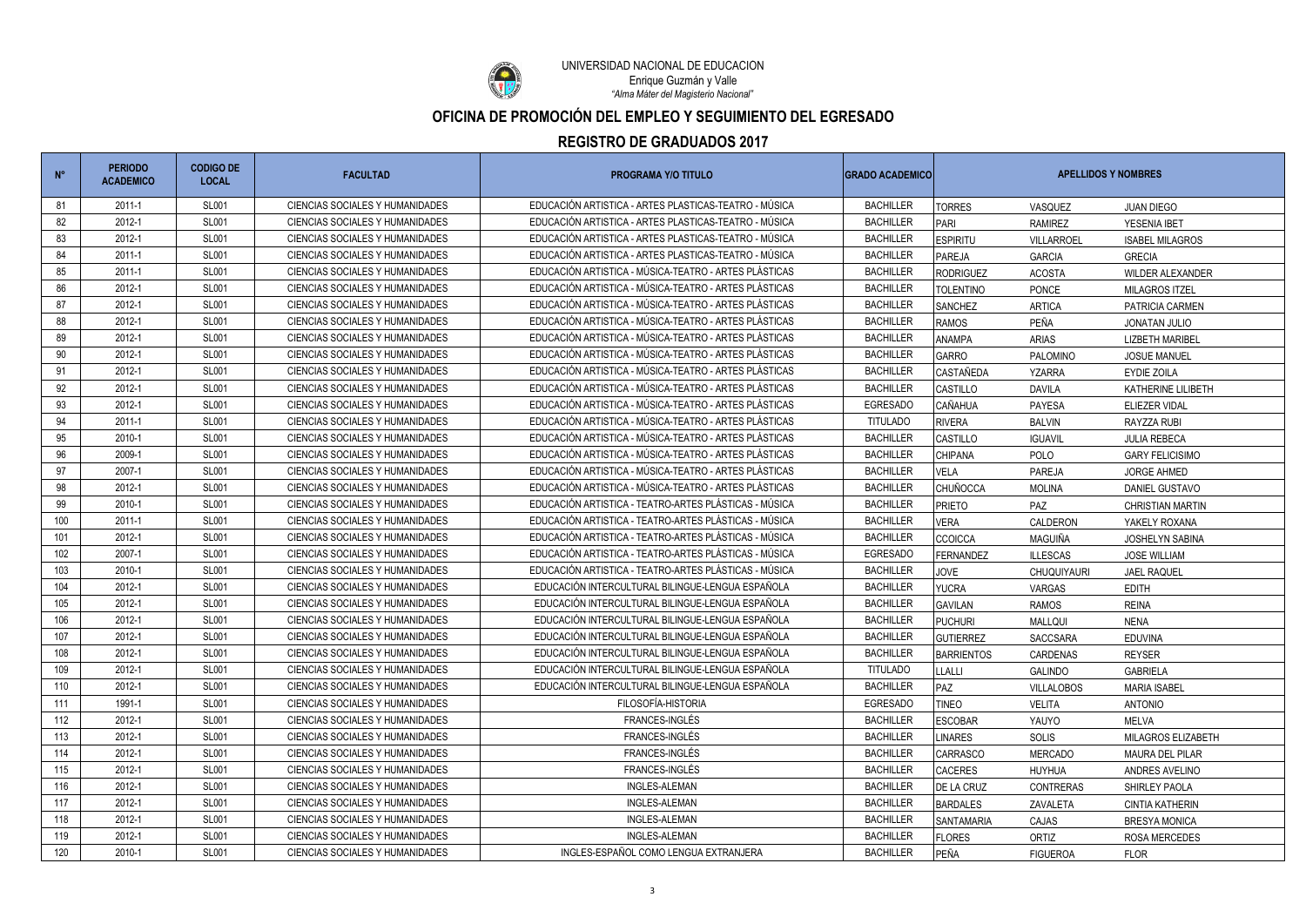UNIVERSIDAD NACIONAL DE EDUCACION
Enrique Guzmán y Valle
*"Alma Máter del Magisterio Nacional"*

# OFICINA DE PROMOCIÓN DEL EMPLEO Y SEGUIMIENTO DEL EGRESADO

## REGISTRO DE GRADUADOS 2017

| N° | PERIODO ACADEMICO | CODIGO DE LOCAL | FACULTAD | PROGRAMA Y/O TITULO | GRADO ACADEMICO | APELLIDOS Y NOMBRES | | |
|---|---|---|---|---|---|---|---|---|
| 81 | 2011-1 | SL001 | CIENCIAS SOCIALES Y HUMANIDADES | EDUCACIÓN ARTISTICA - ARTES PLASTICAS-TEATRO - MÚSICA | BACHILLER | TORRES | VASQUEZ | JUAN DIEGO |
| 82 | 2012-1 | SL001 | CIENCIAS SOCIALES Y HUMANIDADES | EDUCACIÓN ARTISTICA - ARTES PLASTICAS-TEATRO - MÚSICA | BACHILLER | PARI | RAMIREZ | YESENIA IBET |
| 83 | 2012-1 | SL001 | CIENCIAS SOCIALES Y HUMANIDADES | EDUCACIÓN ARTISTICA - ARTES PLASTICAS-TEATRO - MÚSICA | BACHILLER | ESPIRITU | VILLARROEL | ISABEL MILAGROS |
| 84 | 2011-1 | SL001 | CIENCIAS SOCIALES Y HUMANIDADES | EDUCACIÓN ARTISTICA - ARTES PLASTICAS-TEATRO - MÚSICA | BACHILLER | PAREJA | GARCIA | GRECIA |
| 85 | 2011-1 | SL001 | CIENCIAS SOCIALES Y HUMANIDADES | EDUCACIÓN ARTISTICA - MÚSICA-TEATRO - ARTES PLÁSTICAS | BACHILLER | RODRIGUEZ | ACOSTA | WILDER ALEXANDER |
| 86 | 2012-1 | SL001 | CIENCIAS SOCIALES Y HUMANIDADES | EDUCACIÓN ARTISTICA - MÚSICA-TEATRO - ARTES PLÁSTICAS | BACHILLER | TOLENTINO | PONCE | MILAGROS ITZEL |
| 87 | 2012-1 | SL001 | CIENCIAS SOCIALES Y HUMANIDADES | EDUCACIÓN ARTISTICA - MÚSICA-TEATRO - ARTES PLÁSTICAS | BACHILLER | SANCHEZ | ARTICA | PATRICIA CARMEN |
| 88 | 2012-1 | SL001 | CIENCIAS SOCIALES Y HUMANIDADES | EDUCACIÓN ARTISTICA - MÚSICA-TEATRO - ARTES PLÁSTICAS | BACHILLER | RAMOS | PEÑA | JONATAN JULIO |
| 89 | 2012-1 | SL001 | CIENCIAS SOCIALES Y HUMANIDADES | EDUCACIÓN ARTISTICA - MÚSICA-TEATRO - ARTES PLÁSTICAS | BACHILLER | ANAMPA | ARIAS | LIZBETH MARIBEL |
| 90 | 2012-1 | SL001 | CIENCIAS SOCIALES Y HUMANIDADES | EDUCACIÓN ARTISTICA - MÚSICA-TEATRO - ARTES PLÁSTICAS | BACHILLER | GARRO | PALOMINO | JOSUE MANUEL |
| 91 | 2012-1 | SL001 | CIENCIAS SOCIALES Y HUMANIDADES | EDUCACIÓN ARTISTICA - MÚSICA-TEATRO - ARTES PLÁSTICAS | BACHILLER | CASTAÑEDA | YZARRA | EYDIE ZOILA |
| 92 | 2012-1 | SL001 | CIENCIAS SOCIALES Y HUMANIDADES | EDUCACIÓN ARTISTICA - MÚSICA-TEATRO - ARTES PLÁSTICAS | BACHILLER | CASTILLO | DAVILA | KATHERINE LILIBETH |
| 93 | 2012-1 | SL001 | CIENCIAS SOCIALES Y HUMANIDADES | EDUCACIÓN ARTISTICA - MÚSICA-TEATRO - ARTES PLÁSTICAS | EGRESADO | CAÑAHUA | PAYESA | ELIEZER VIDAL |
| 94 | 2011-1 | SL001 | CIENCIAS SOCIALES Y HUMANIDADES | EDUCACIÓN ARTISTICA - MÚSICA-TEATRO - ARTES PLÁSTICAS | TITULADO | RIVERA | BALVIN | RAYZZA RUBI |
| 95 | 2010-1 | SL001 | CIENCIAS SOCIALES Y HUMANIDADES | EDUCACIÓN ARTISTICA - MÚSICA-TEATRO - ARTES PLÁSTICAS | BACHILLER | CASTILLO | IGUAVIL | JULIA REBECA |
| 96 | 2009-1 | SL001 | CIENCIAS SOCIALES Y HUMANIDADES | EDUCACIÓN ARTISTICA - MÚSICA-TEATRO - ARTES PLÁSTICAS | BACHILLER | CHIPANA | POLO | GARY FELICISIMO |
| 97 | 2007-1 | SL001 | CIENCIAS SOCIALES Y HUMANIDADES | EDUCACIÓN ARTISTICA - MÚSICA-TEATRO - ARTES PLÁSTICAS | BACHILLER | VELA | PAREJA | JORGE AHMED |
| 98 | 2012-1 | SL001 | CIENCIAS SOCIALES Y HUMANIDADES | EDUCACIÓN ARTISTICA - MÚSICA-TEATRO - ARTES PLÁSTICAS | BACHILLER | CHUÑOCCA | MOLINA | DANIEL GUSTAVO |
| 99 | 2010-1 | SL001 | CIENCIAS SOCIALES Y HUMANIDADES | EDUCACIÓN ARTISTICA - TEATRO-ARTES PLÁSTICAS - MÚSICA | BACHILLER | PRIETO | PAZ | CHRISTIAN MARTIN |
| 100 | 2011-1 | SL001 | CIENCIAS SOCIALES Y HUMANIDADES | EDUCACIÓN ARTISTICA - TEATRO-ARTES PLÁSTICAS - MÚSICA | BACHILLER | VERA | CALDERON | YAKELY ROXANA |
| 101 | 2012-1 | SL001 | CIENCIAS SOCIALES Y HUMANIDADES | EDUCACIÓN ARTISTICA - TEATRO-ARTES PLÁSTICAS - MÚSICA | BACHILLER | CCOICCA | MAGUIÑA | JOSHELYN SABINA |
| 102 | 2007-1 | SL001 | CIENCIAS SOCIALES Y HUMANIDADES | EDUCACIÓN ARTISTICA - TEATRO-ARTES PLÁSTICAS - MÚSICA | EGRESADO | FERNANDEZ | ILLESCAS | JOSE WILLIAM |
| 103 | 2010-1 | SL001 | CIENCIAS SOCIALES Y HUMANIDADES | EDUCACIÓN ARTISTICA - TEATRO-ARTES PLÁSTICAS - MÚSICA | BACHILLER | JOVE | CHUQUIYAURI | JAEL RAQUEL |
| 104 | 2012-1 | SL001 | CIENCIAS SOCIALES Y HUMANIDADES | EDUCACIÓN INTERCULTURAL BILINGUE-LENGUA ESPAÑOLA | BACHILLER | YUCRA | VARGAS | EDITH |
| 105 | 2012-1 | SL001 | CIENCIAS SOCIALES Y HUMANIDADES | EDUCACIÓN INTERCULTURAL BILINGUE-LENGUA ESPAÑOLA | BACHILLER | GAVILAN | RAMOS | REINA |
| 106 | 2012-1 | SL001 | CIENCIAS SOCIALES Y HUMANIDADES | EDUCACIÓN INTERCULTURAL BILINGUE-LENGUA ESPAÑOLA | BACHILLER | PUCHURI | MALLQUI | NENA |
| 107 | 2012-1 | SL001 | CIENCIAS SOCIALES Y HUMANIDADES | EDUCACIÓN INTERCULTURAL BILINGUE-LENGUA ESPAÑOLA | BACHILLER | GUTIERREZ | SACCSARA | EDUVINA |
| 108 | 2012-1 | SL001 | CIENCIAS SOCIALES Y HUMANIDADES | EDUCACIÓN INTERCULTURAL BILINGUE-LENGUA ESPAÑOLA | BACHILLER | BARRIENTOS | CARDENAS | REYSER |
| 109 | 2012-1 | SL001 | CIENCIAS SOCIALES Y HUMANIDADES | EDUCACIÓN INTERCULTURAL BILINGUE-LENGUA ESPAÑOLA | TITULADO | LLALLI | GALINDO | GABRIELA |
| 110 | 2012-1 | SL001 | CIENCIAS SOCIALES Y HUMANIDADES | EDUCACIÓN INTERCULTURAL BILINGUE-LENGUA ESPAÑOLA | BACHILLER | PAZ | VILLALOBOS | MARIA ISABEL |
| 111 | 1991-1 | SL001 | CIENCIAS SOCIALES Y HUMANIDADES | FILOSOFÍA-HISTORIA | EGRESADO | TINEO | VELITA | ANTONIO |
| 112 | 2012-1 | SL001 | CIENCIAS SOCIALES Y HUMANIDADES | FRANCES-INGLÉS | BACHILLER | ESCOBAR | YAUYO | MELVA |
| 113 | 2012-1 | SL001 | CIENCIAS SOCIALES Y HUMANIDADES | FRANCES-INGLÉS | BACHILLER | LINARES | SOLIS | MILAGROS ELIZABETH |
| 114 | 2012-1 | SL001 | CIENCIAS SOCIALES Y HUMANIDADES | FRANCES-INGLÉS | BACHILLER | CARRASCO | MERCADO | MAURA DEL PILAR |
| 115 | 2012-1 | SL001 | CIENCIAS SOCIALES Y HUMANIDADES | FRANCES-INGLÉS | BACHILLER | CACERES | HUYHUA | ANDRES AVELINO |
| 116 | 2012-1 | SL001 | CIENCIAS SOCIALES Y HUMANIDADES | INGLES-ALEMAN | BACHILLER | DE LA CRUZ | CONTRERAS | SHIRLEY PAOLA |
| 117 | 2012-1 | SL001 | CIENCIAS SOCIALES Y HUMANIDADES | INGLES-ALEMAN | BACHILLER | BARDALES | ZAVALETA | CINTIA KATHERIN |
| 118 | 2012-1 | SL001 | CIENCIAS SOCIALES Y HUMANIDADES | INGLES-ALEMAN | BACHILLER | SANTAMARIA | CAJAS | BRESYA MONICA |
| 119 | 2012-1 | SL001 | CIENCIAS SOCIALES Y HUMANIDADES | INGLES-ALEMAN | BACHILLER | FLORES | ORTIZ | ROSA MERCEDES |
| 120 | 2010-1 | SL001 | CIENCIAS SOCIALES Y HUMANIDADES | INGLES-ESPAÑOL COMO LENGUA EXTRANJERA | BACHILLER | PEÑA | FIGUEROA | FLOR |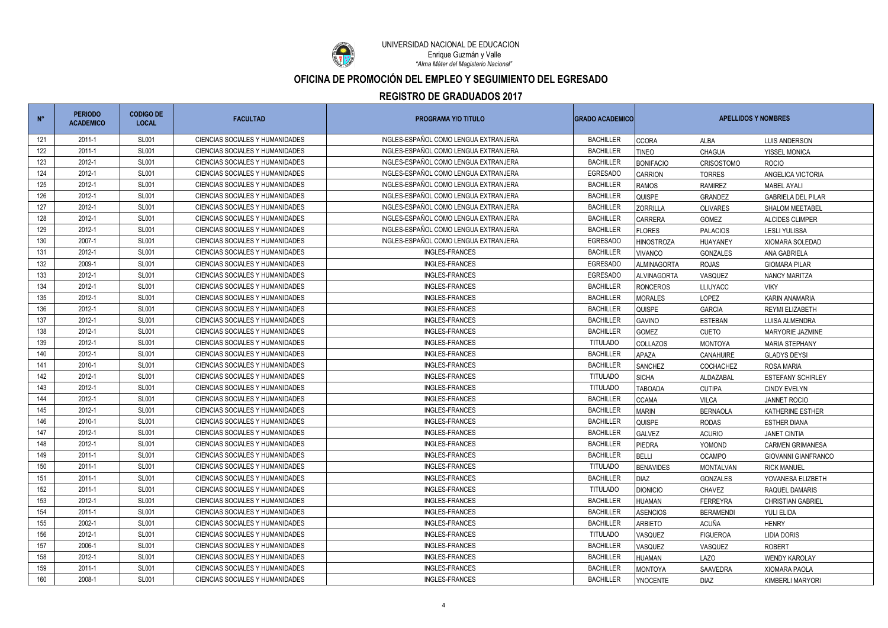UNIVERSIDAD NACIONAL DE EDUCACION
Enrique Guzmán y Valle
*"Alma Máter del Magisterio Nacional"*

## OFICINA DE PROMOCIÓN DEL EMPLEO Y SEGUIMIENTO DEL EGRESADO

## REGISTRO DE GRADUADOS 2017

| N° | PERIODO ACADEMICO | CODIGO DE LOCAL | FACULTAD | PROGRAMA Y/O TITULO | GRADO ACADEMICO | APELLIDOS Y NOMBRES | | |
|---|---|---|---|---|---|---|---|---|
| 121 | 2011-1 | SL001 | CIENCIAS SOCIALES Y HUMANIDADES | INGLES-ESPAÑOL COMO LENGUA EXTRANJERA | BACHILLER | CCORA | ALBA | LUIS ANDERSON |
| 122 | 2011-1 | SL001 | CIENCIAS SOCIALES Y HUMANIDADES | INGLES-ESPAÑOL COMO LENGUA EXTRANJERA | BACHILLER | TINEO | CHAGUA | YISSEL MONICA |
| 123 | 2012-1 | SL001 | CIENCIAS SOCIALES Y HUMANIDADES | INGLES-ESPAÑOL COMO LENGUA EXTRANJERA | BACHILLER | BONIFACIO | CRISOSTOMO | ROCIO |
| 124 | 2012-1 | SL001 | CIENCIAS SOCIALES Y HUMANIDADES | INGLES-ESPAÑOL COMO LENGUA EXTRANJERA | EGRESADO | CARRION | TORRES | ANGELICA VICTORIA |
| 125 | 2012-1 | SL001 | CIENCIAS SOCIALES Y HUMANIDADES | INGLES-ESPAÑOL COMO LENGUA EXTRANJERA | BACHILLER | RAMOS | RAMIREZ | MABEL AYALI |
| 126 | 2012-1 | SL001 | CIENCIAS SOCIALES Y HUMANIDADES | INGLES-ESPAÑOL COMO LENGUA EXTRANJERA | BACHILLER | QUISPE | GRANDEZ | GABRIELA DEL PILAR |
| 127 | 2012-1 | SL001 | CIENCIAS SOCIALES Y HUMANIDADES | INGLES-ESPAÑOL COMO LENGUA EXTRANJERA | BACHILLER | ZORRILLA | OLIVARES | SHALOM MEETABEL |
| 128 | 2012-1 | SL001 | CIENCIAS SOCIALES Y HUMANIDADES | INGLES-ESPAÑOL COMO LENGUA EXTRANJERA | BACHILLER | CARRERA | GOMEZ | ALCIDES CLIMPER |
| 129 | 2012-1 | SL001 | CIENCIAS SOCIALES Y HUMANIDADES | INGLES-ESPAÑOL COMO LENGUA EXTRANJERA | BACHILLER | FLORES | PALACIOS | LESLI YULISSA |
| 130 | 2007-1 | SL001 | CIENCIAS SOCIALES Y HUMANIDADES | INGLES-ESPAÑOL COMO LENGUA EXTRANJERA | EGRESADO | HINOSTROZA | HUAYANEY | XIOMARA SOLEDAD |
| 131 | 2012-1 | SL001 | CIENCIAS SOCIALES Y HUMANIDADES | INGLES-FRANCES | BACHILLER | VIVANCO | GONZALES | ANA GABRIELA |
| 132 | 2009-1 | SL001 | CIENCIAS SOCIALES Y HUMANIDADES | INGLES-FRANCES | EGRESADO | ALMINAGORTA | ROJAS | GIOMARA PILAR |
| 133 | 2012-1 | SL001 | CIENCIAS SOCIALES Y HUMANIDADES | INGLES-FRANCES | EGRESADO | ALVINAGORTA | VASQUEZ | NANCY MARITZA |
| 134 | 2012-1 | SL001 | CIENCIAS SOCIALES Y HUMANIDADES | INGLES-FRANCES | BACHILLER | RONCEROS | LLIUYACC | VIKY |
| 135 | 2012-1 | SL001 | CIENCIAS SOCIALES Y HUMANIDADES | INGLES-FRANCES | BACHILLER | MORALES | LOPEZ | KARIN ANAMARIA |
| 136 | 2012-1 | SL001 | CIENCIAS SOCIALES Y HUMANIDADES | INGLES-FRANCES | BACHILLER | QUISPE | GARCIA | REYMI ELIZABETH |
| 137 | 2012-1 | SL001 | CIENCIAS SOCIALES Y HUMANIDADES | INGLES-FRANCES | BACHILLER | GAVINO | ESTEBAN | LUISA ALMENDRA |
| 138 | 2012-1 | SL001 | CIENCIAS SOCIALES Y HUMANIDADES | INGLES-FRANCES | BACHILLER | GOMEZ | CUETO | MARYORIE JAZMINE |
| 139 | 2012-1 | SL001 | CIENCIAS SOCIALES Y HUMANIDADES | INGLES-FRANCES | TITULADO | COLLAZOS | MONTOYA | MARIA STEPHANY |
| 140 | 2012-1 | SL001 | CIENCIAS SOCIALES Y HUMANIDADES | INGLES-FRANCES | BACHILLER | APAZA | CANAHUIRE | GLADYS DEYSI |
| 141 | 2010-1 | SL001 | CIENCIAS SOCIALES Y HUMANIDADES | INGLES-FRANCES | BACHILLER | SANCHEZ | COCHACHEZ | ROSA MARIA |
| 142 | 2012-1 | SL001 | CIENCIAS SOCIALES Y HUMANIDADES | INGLES-FRANCES | TITULADO | SICHA | ALDAZABAL | ESTEFANY SCHIRLEY |
| 143 | 2012-1 | SL001 | CIENCIAS SOCIALES Y HUMANIDADES | INGLES-FRANCES | TITULADO | TABOADA | CUTIPA | CINDY EVELYN |
| 144 | 2012-1 | SL001 | CIENCIAS SOCIALES Y HUMANIDADES | INGLES-FRANCES | BACHILLER | CCAMA | VILCA | JANNET ROCIO |
| 145 | 2012-1 | SL001 | CIENCIAS SOCIALES Y HUMANIDADES | INGLES-FRANCES | BACHILLER | MARIN | BERNAOLA | KATHERINE ESTHER |
| 146 | 2010-1 | SL001 | CIENCIAS SOCIALES Y HUMANIDADES | INGLES-FRANCES | BACHILLER | QUISPE | RODAS | ESTHER DIANA |
| 147 | 2012-1 | SL001 | CIENCIAS SOCIALES Y HUMANIDADES | INGLES-FRANCES | BACHILLER | GALVEZ | ACURIO | JANET CINTIA |
| 148 | 2012-1 | SL001 | CIENCIAS SOCIALES Y HUMANIDADES | INGLES-FRANCES | BACHILLER | PIEDRA | YOMOND | CARMEN GRIMANESA |
| 149 | 2011-1 | SL001 | CIENCIAS SOCIALES Y HUMANIDADES | INGLES-FRANCES | BACHILLER | BELLI | OCAMPO | GIOVANNI GIANFRANCO |
| 150 | 2011-1 | SL001 | CIENCIAS SOCIALES Y HUMANIDADES | INGLES-FRANCES | TITULADO | BENAVIDES | MONTALVAN | RICK MANUEL |
| 151 | 2011-1 | SL001 | CIENCIAS SOCIALES Y HUMANIDADES | INGLES-FRANCES | BACHILLER | DIAZ | GONZALES | YOVANESA ELIZBETH |
| 152 | 2011-1 | SL001 | CIENCIAS SOCIALES Y HUMANIDADES | INGLES-FRANCES | TITULADO | DIONICIO | CHAVEZ | RAQUEL DAMARIS |
| 153 | 2012-1 | SL001 | CIENCIAS SOCIALES Y HUMANIDADES | INGLES-FRANCES | BACHILLER | HUAMAN | FERREYRA | CHRISTIAN GABRIEL |
| 154 | 2011-1 | SL001 | CIENCIAS SOCIALES Y HUMANIDADES | INGLES-FRANCES | BACHILLER | ASENCIOS | BERAMENDI | YULI ELIDA |
| 155 | 2002-1 | SL001 | CIENCIAS SOCIALES Y HUMANIDADES | INGLES-FRANCES | BACHILLER | ARBIETO | ACUÑA | HENRY |
| 156 | 2012-1 | SL001 | CIENCIAS SOCIALES Y HUMANIDADES | INGLES-FRANCES | TITULADO | VASQUEZ | FIGUEROA | LIDIA DORIS |
| 157 | 2006-1 | SL001 | CIENCIAS SOCIALES Y HUMANIDADES | INGLES-FRANCES | BACHILLER | VASQUEZ | VASQUEZ | ROBERT |
| 158 | 2012-1 | SL001 | CIENCIAS SOCIALES Y HUMANIDADES | INGLES-FRANCES | BACHILLER | HUAMAN | LAZO | WENDY KAROLAY |
| 159 | 2011-1 | SL001 | CIENCIAS SOCIALES Y HUMANIDADES | INGLES-FRANCES | BACHILLER | MONTOYA | SAAVEDRA | XIOMARA PAOLA |
| 160 | 2008-1 | SL001 | CIENCIAS SOCIALES Y HUMANIDADES | INGLES-FRANCES | BACHILLER | YNOCENTE | DIAZ | KIMBERLI MARYORI |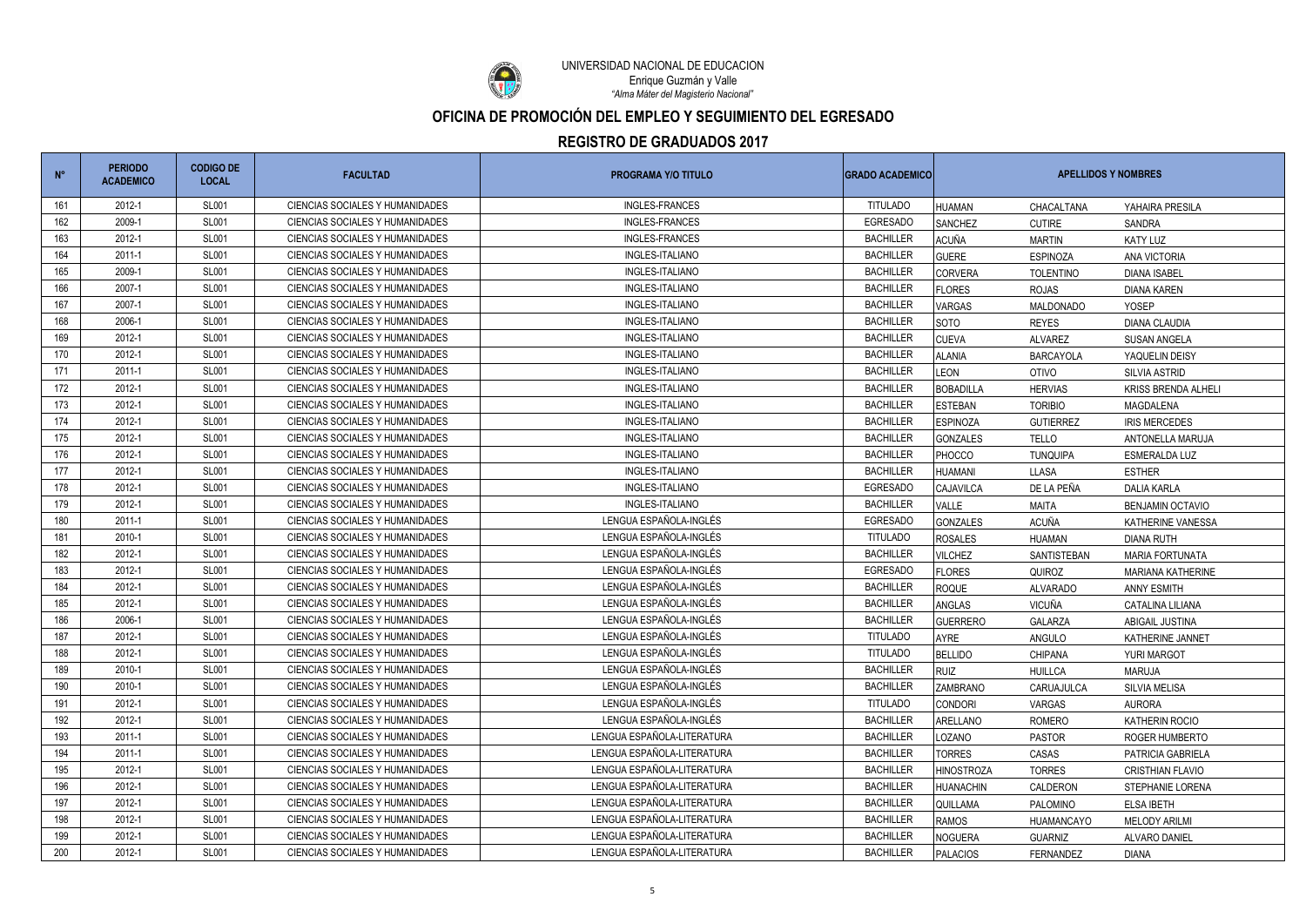UNIVERSIDAD NACIONAL DE EDUCACION
Enrique Guzmán y Valle
*"Alma Máter del Magisterio Nacional"*

## OFICINA DE PROMOCIÓN DEL EMPLEO Y SEGUIMIENTO DEL EGRESADO

## REGISTRO DE GRADUADOS 2017

| N° | PERIODO ACADEMICO | CODIGO DE LOCAL | FACULTAD | PROGRAMA Y/O TITULO | GRADO ACADEMICO | APELLIDOS Y NOMBRES | | |
|---|---|---|---|---|---|---|---|---|
| 161 | 2012-1 | SL001 | CIENCIAS SOCIALES Y HUMANIDADES | INGLES-FRANCES | TITULADO | HUAMAN | CHACALTANA | YAHAIRA PRESILA |
| 162 | 2009-1 | SL001 | CIENCIAS SOCIALES Y HUMANIDADES | INGLES-FRANCES | EGRESADO | SANCHEZ | CUTIRE | SANDRA |
| 163 | 2012-1 | SL001 | CIENCIAS SOCIALES Y HUMANIDADES | INGLES-FRANCES | BACHILLER | ACUÑA | MARTIN | KATY LUZ |
| 164 | 2011-1 | SL001 | CIENCIAS SOCIALES Y HUMANIDADES | INGLES-ITALIANO | BACHILLER | GUERE | ESPINOZA | ANA VICTORIA |
| 165 | 2009-1 | SL001 | CIENCIAS SOCIALES Y HUMANIDADES | INGLES-ITALIANO | BACHILLER | CORVERA | TOLENTINO | DIANA ISABEL |
| 166 | 2007-1 | SL001 | CIENCIAS SOCIALES Y HUMANIDADES | INGLES-ITALIANO | BACHILLER | FLORES | ROJAS | DIANA KAREN |
| 167 | 2007-1 | SL001 | CIENCIAS SOCIALES Y HUMANIDADES | INGLES-ITALIANO | BACHILLER | VARGAS | MALDONADO | YOSEP |
| 168 | 2006-1 | SL001 | CIENCIAS SOCIALES Y HUMANIDADES | INGLES-ITALIANO | BACHILLER | SOTO | REYES | DIANA CLAUDIA |
| 169 | 2012-1 | SL001 | CIENCIAS SOCIALES Y HUMANIDADES | INGLES-ITALIANO | BACHILLER | CUEVA | ALVAREZ | SUSAN ANGELA |
| 170 | 2012-1 | SL001 | CIENCIAS SOCIALES Y HUMANIDADES | INGLES-ITALIANO | BACHILLER | ALANIA | BARCAYOLA | YAQUELIN DEISY |
| 171 | 2011-1 | SL001 | CIENCIAS SOCIALES Y HUMANIDADES | INGLES-ITALIANO | BACHILLER | LEON | OTIVO | SILVIA ASTRID |
| 172 | 2012-1 | SL001 | CIENCIAS SOCIALES Y HUMANIDADES | INGLES-ITALIANO | BACHILLER | BOBADILLA | HERVIAS | KRISS BRENDA ALHELI |
| 173 | 2012-1 | SL001 | CIENCIAS SOCIALES Y HUMANIDADES | INGLES-ITALIANO | BACHILLER | ESTEBAN | TORIBIO | MAGDALENA |
| 174 | 2012-1 | SL001 | CIENCIAS SOCIALES Y HUMANIDADES | INGLES-ITALIANO | BACHILLER | ESPINOZA | GUTIERREZ | IRIS MERCEDES |
| 175 | 2012-1 | SL001 | CIENCIAS SOCIALES Y HUMANIDADES | INGLES-ITALIANO | BACHILLER | GONZALES | TELLO | ANTONELLA MARUJA |
| 176 | 2012-1 | SL001 | CIENCIAS SOCIALES Y HUMANIDADES | INGLES-ITALIANO | BACHILLER | PHOCCO | TUNQUIPA | ESMERALDA LUZ |
| 177 | 2012-1 | SL001 | CIENCIAS SOCIALES Y HUMANIDADES | INGLES-ITALIANO | BACHILLER | HUAMANI | LLASA | ESTHER |
| 178 | 2012-1 | SL001 | CIENCIAS SOCIALES Y HUMANIDADES | INGLES-ITALIANO | EGRESADO | CAJAVILCA | DE LA PEÑA | DALIA KARLA |
| 179 | 2012-1 | SL001 | CIENCIAS SOCIALES Y HUMANIDADES | INGLES-ITALIANO | BACHILLER | VALLE | MAITA | BENJAMIN OCTAVIO |
| 180 | 2011-1 | SL001 | CIENCIAS SOCIALES Y HUMANIDADES | LENGUA ESPAÑOLA-INGLÉS | EGRESADO | GONZALES | ACUÑA | KATHERINE VANESSA |
| 181 | 2010-1 | SL001 | CIENCIAS SOCIALES Y HUMANIDADES | LENGUA ESPAÑOLA-INGLÉS | TITULADO | ROSALES | HUAMAN | DIANA RUTH |
| 182 | 2012-1 | SL001 | CIENCIAS SOCIALES Y HUMANIDADES | LENGUA ESPAÑOLA-INGLÉS | BACHILLER | VILCHEZ | SANTISTEBAN | MARIA FORTUNATA |
| 183 | 2012-1 | SL001 | CIENCIAS SOCIALES Y HUMANIDADES | LENGUA ESPAÑOLA-INGLÉS | EGRESADO | FLORES | QUIROZ | MARIANA KATHERINE |
| 184 | 2012-1 | SL001 | CIENCIAS SOCIALES Y HUMANIDADES | LENGUA ESPAÑOLA-INGLÉS | BACHILLER | ROQUE | ALVARADO | ANNY ESMITH |
| 185 | 2012-1 | SL001 | CIENCIAS SOCIALES Y HUMANIDADES | LENGUA ESPAÑOLA-INGLÉS | BACHILLER | ANGLAS | VICUÑA | CATALINA LILIANA |
| 186 | 2006-1 | SL001 | CIENCIAS SOCIALES Y HUMANIDADES | LENGUA ESPAÑOLA-INGLÉS | BACHILLER | GUERRERO | GALARZA | ABIGAIL JUSTINA |
| 187 | 2012-1 | SL001 | CIENCIAS SOCIALES Y HUMANIDADES | LENGUA ESPAÑOLA-INGLÉS | TITULADO | AYRE | ANGULO | KATHERINE JANNET |
| 188 | 2012-1 | SL001 | CIENCIAS SOCIALES Y HUMANIDADES | LENGUA ESPAÑOLA-INGLÉS | TITULADO | BELLIDO | CHIPANA | YURI MARGOT |
| 189 | 2010-1 | SL001 | CIENCIAS SOCIALES Y HUMANIDADES | LENGUA ESPAÑOLA-INGLÉS | BACHILLER | RUIZ | HUILLCA | MARUJA |
| 190 | 2010-1 | SL001 | CIENCIAS SOCIALES Y HUMANIDADES | LENGUA ESPAÑOLA-INGLÉS | BACHILLER | ZAMBRANO | CARUAJULCA | SILVIA MELISA |
| 191 | 2012-1 | SL001 | CIENCIAS SOCIALES Y HUMANIDADES | LENGUA ESPAÑOLA-INGLÉS | TITULADO | CONDORI | VARGAS | AURORA |
| 192 | 2012-1 | SL001 | CIENCIAS SOCIALES Y HUMANIDADES | LENGUA ESPAÑOLA-INGLÉS | BACHILLER | ARELLANO | ROMERO | KATHERIN ROCIO |
| 193 | 2011-1 | SL001 | CIENCIAS SOCIALES Y HUMANIDADES | LENGUA ESPAÑOLA-LITERATURA | BACHILLER | LOZANO | PASTOR | ROGER HUMBERTO |
| 194 | 2011-1 | SL001 | CIENCIAS SOCIALES Y HUMANIDADES | LENGUA ESPAÑOLA-LITERATURA | BACHILLER | TORRES | CASAS | PATRICIA GABRIELA |
| 195 | 2012-1 | SL001 | CIENCIAS SOCIALES Y HUMANIDADES | LENGUA ESPAÑOLA-LITERATURA | BACHILLER | HINOSTROZA | TORRES | CRISTHIAN FLAVIO |
| 196 | 2012-1 | SL001 | CIENCIAS SOCIALES Y HUMANIDADES | LENGUA ESPAÑOLA-LITERATURA | BACHILLER | HUANACHIN | CALDERON | STEPHANIE LORENA |
| 197 | 2012-1 | SL001 | CIENCIAS SOCIALES Y HUMANIDADES | LENGUA ESPAÑOLA-LITERATURA | BACHILLER | QUILLAMA | PALOMINO | ELSA IBETH |
| 198 | 2012-1 | SL001 | CIENCIAS SOCIALES Y HUMANIDADES | LENGUA ESPAÑOLA-LITERATURA | BACHILLER | RAMOS | HUAMANCAYO | MELODY ARILMI |
| 199 | 2012-1 | SL001 | CIENCIAS SOCIALES Y HUMANIDADES | LENGUA ESPAÑOLA-LITERATURA | BACHILLER | NOGUERA | GUARNIZ | ALVARO DANIEL |
| 200 | 2012-1 | SL001 | CIENCIAS SOCIALES Y HUMANIDADES | LENGUA ESPAÑOLA-LITERATURA | BACHILLER | PALACIOS | FERNANDEZ | DIANA |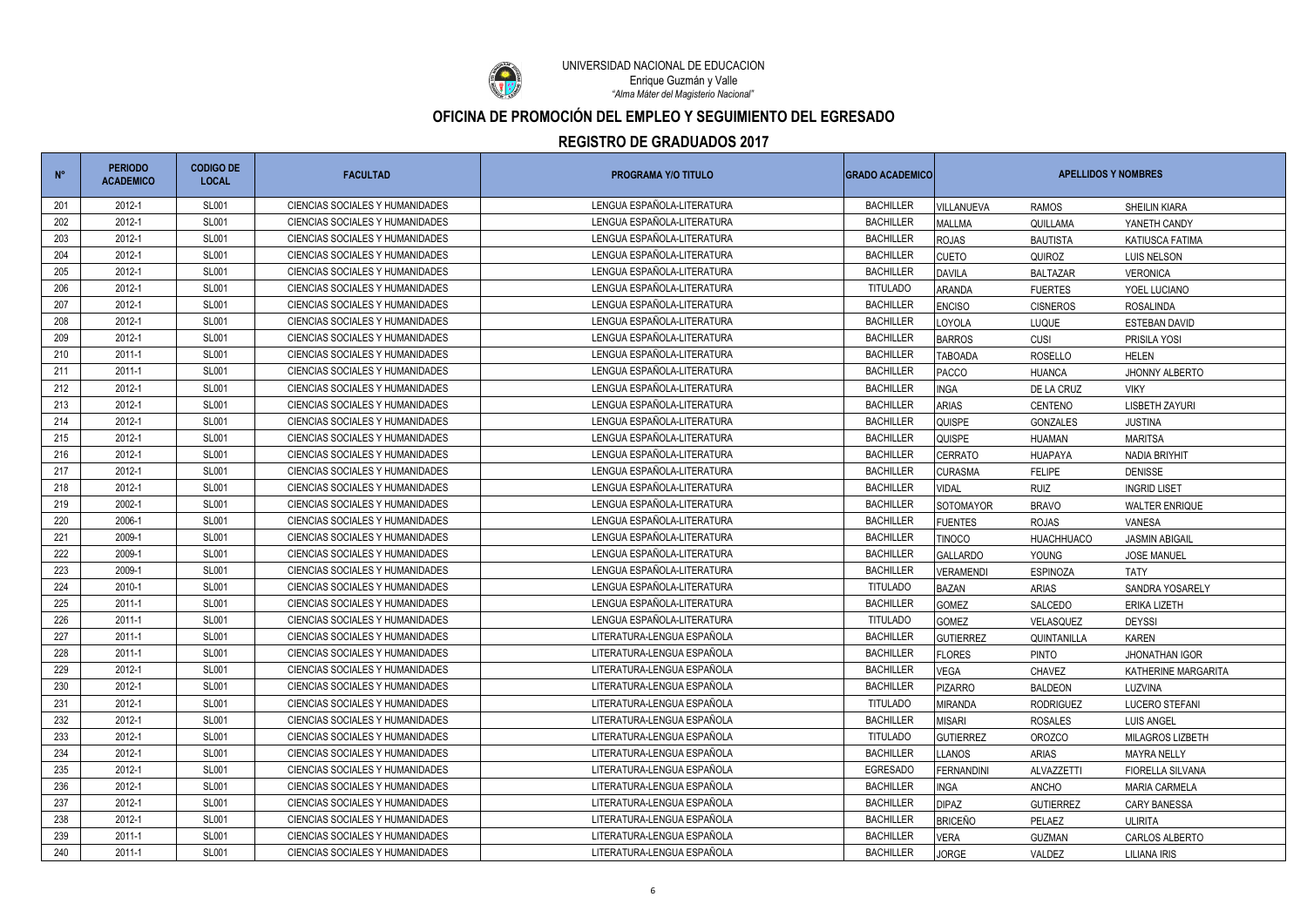UNIVERSIDAD NACIONAL DE EDUCACION
Enrique Guzmán y Valle
*"Alma Máter del Magisterio Nacional"*

## OFICINA DE PROMOCIÓN DEL EMPLEO Y SEGUIMIENTO DEL EGRESADO

## REGISTRO DE GRADUADOS 2017

| N° | PERIODO ACADEMICO | CODIGO DE LOCAL | FACULTAD | PROGRAMA Y/O TITULO | GRADO ACADEMICO | APELLIDOS Y NOMBRES | | |
|---|---|---|---|---|---|---|---|---|
| 201 | 2012-1 | SL001 | CIENCIAS SOCIALES Y HUMANIDADES | LENGUA ESPAÑOLA-LITERATURA | BACHILLER | VILLANUEVA | RAMOS | SHEILIN KIARA |
| 202 | 2012-1 | SL001 | CIENCIAS SOCIALES Y HUMANIDADES | LENGUA ESPAÑOLA-LITERATURA | BACHILLER | MALLMA | QUILLAMA | YANETH CANDY |
| 203 | 2012-1 | SL001 | CIENCIAS SOCIALES Y HUMANIDADES | LENGUA ESPAÑOLA-LITERATURA | BACHILLER | ROJAS | BAUTISTA | KATIUSCA FATIMA |
| 204 | 2012-1 | SL001 | CIENCIAS SOCIALES Y HUMANIDADES | LENGUA ESPAÑOLA-LITERATURA | BACHILLER | CUETO | QUIROZ | LUIS NELSON |
| 205 | 2012-1 | SL001 | CIENCIAS SOCIALES Y HUMANIDADES | LENGUA ESPAÑOLA-LITERATURA | BACHILLER | DAVILA | BALTAZAR | VERONICA |
| 206 | 2012-1 | SL001 | CIENCIAS SOCIALES Y HUMANIDADES | LENGUA ESPAÑOLA-LITERATURA | TITULADO | ARANDA | FUERTES | YOEL LUCIANO |
| 207 | 2012-1 | SL001 | CIENCIAS SOCIALES Y HUMANIDADES | LENGUA ESPAÑOLA-LITERATURA | BACHILLER | ENCISO | CISNEROS | ROSALINDA |
| 208 | 2012-1 | SL001 | CIENCIAS SOCIALES Y HUMANIDADES | LENGUA ESPAÑOLA-LITERATURA | BACHILLER | LOYOLA | LUQUE | ESTEBAN DAVID |
| 209 | 2012-1 | SL001 | CIENCIAS SOCIALES Y HUMANIDADES | LENGUA ESPAÑOLA-LITERATURA | BACHILLER | BARROS | CUSI | PRISILA YOSI |
| 210 | 2011-1 | SL001 | CIENCIAS SOCIALES Y HUMANIDADES | LENGUA ESPAÑOLA-LITERATURA | BACHILLER | TABOADA | ROSELLO | HELEN |
| 211 | 2011-1 | SL001 | CIENCIAS SOCIALES Y HUMANIDADES | LENGUA ESPAÑOLA-LITERATURA | BACHILLER | PACCO | HUANCA | JHONNY ALBERTO |
| 212 | 2012-1 | SL001 | CIENCIAS SOCIALES Y HUMANIDADES | LENGUA ESPAÑOLA-LITERATURA | BACHILLER | INGA | DE LA CRUZ | VIKY |
| 213 | 2012-1 | SL001 | CIENCIAS SOCIALES Y HUMANIDADES | LENGUA ESPAÑOLA-LITERATURA | BACHILLER | ARIAS | CENTENO | LISBETH ZAYURI |
| 214 | 2012-1 | SL001 | CIENCIAS SOCIALES Y HUMANIDADES | LENGUA ESPAÑOLA-LITERATURA | BACHILLER | QUISPE | GONZALES | JUSTINA |
| 215 | 2012-1 | SL001 | CIENCIAS SOCIALES Y HUMANIDADES | LENGUA ESPAÑOLA-LITERATURA | BACHILLER | QUISPE | HUAMAN | MARITSA |
| 216 | 2012-1 | SL001 | CIENCIAS SOCIALES Y HUMANIDADES | LENGUA ESPAÑOLA-LITERATURA | BACHILLER | CERRATO | HUAPAYA | NADIA BRIYHIT |
| 217 | 2012-1 | SL001 | CIENCIAS SOCIALES Y HUMANIDADES | LENGUA ESPAÑOLA-LITERATURA | BACHILLER | CURASMA | FELIPE | DENISSE |
| 218 | 2012-1 | SL001 | CIENCIAS SOCIALES Y HUMANIDADES | LENGUA ESPAÑOLA-LITERATURA | BACHILLER | VIDAL | RUIZ | INGRID LISET |
| 219 | 2002-1 | SL001 | CIENCIAS SOCIALES Y HUMANIDADES | LENGUA ESPAÑOLA-LITERATURA | BACHILLER | SOTOMAYOR | BRAVO | WALTER ENRIQUE |
| 220 | 2006-1 | SL001 | CIENCIAS SOCIALES Y HUMANIDADES | LENGUA ESPAÑOLA-LITERATURA | BACHILLER | FUENTES | ROJAS | VANESA |
| 221 | 2009-1 | SL001 | CIENCIAS SOCIALES Y HUMANIDADES | LENGUA ESPAÑOLA-LITERATURA | BACHILLER | TINOCO | HUACHHUACO | JASMIN ABIGAIL |
| 222 | 2009-1 | SL001 | CIENCIAS SOCIALES Y HUMANIDADES | LENGUA ESPAÑOLA-LITERATURA | BACHILLER | GALLARDO | YOUNG | JOSE MANUEL |
| 223 | 2009-1 | SL001 | CIENCIAS SOCIALES Y HUMANIDADES | LENGUA ESPAÑOLA-LITERATURA | BACHILLER | VERAMENDI | ESPINOZA | TATY |
| 224 | 2010-1 | SL001 | CIENCIAS SOCIALES Y HUMANIDADES | LENGUA ESPAÑOLA-LITERATURA | TITULADO | BAZAN | ARIAS | SANDRA YOSARELY |
| 225 | 2011-1 | SL001 | CIENCIAS SOCIALES Y HUMANIDADES | LENGUA ESPAÑOLA-LITERATURA | BACHILLER | GOMEZ | SALCEDO | ERIKA LIZETH |
| 226 | 2011-1 | SL001 | CIENCIAS SOCIALES Y HUMANIDADES | LENGUA ESPAÑOLA-LITERATURA | TITULADO | GOMEZ | VELASQUEZ | DEYSSI |
| 227 | 2011-1 | SL001 | CIENCIAS SOCIALES Y HUMANIDADES | LITERATURA-LENGUA ESPAÑOLA | BACHILLER | GUTIERREZ | QUINTANILLA | KAREN |
| 228 | 2011-1 | SL001 | CIENCIAS SOCIALES Y HUMANIDADES | LITERATURA-LENGUA ESPAÑOLA | BACHILLER | FLORES | PINTO | JHONATHAN IGOR |
| 229 | 2012-1 | SL001 | CIENCIAS SOCIALES Y HUMANIDADES | LITERATURA-LENGUA ESPAÑOLA | BACHILLER | VEGA | CHAVEZ | KATHERINE MARGARITA |
| 230 | 2012-1 | SL001 | CIENCIAS SOCIALES Y HUMANIDADES | LITERATURA-LENGUA ESPAÑOLA | BACHILLER | PIZARRO | BALDEON | LUZVINA |
| 231 | 2012-1 | SL001 | CIENCIAS SOCIALES Y HUMANIDADES | LITERATURA-LENGUA ESPAÑOLA | TITULADO | MIRANDA | RODRIGUEZ | LUCERO STEFANI |
| 232 | 2012-1 | SL001 | CIENCIAS SOCIALES Y HUMANIDADES | LITERATURA-LENGUA ESPAÑOLA | BACHILLER | MISARI | ROSALES | LUIS ANGEL |
| 233 | 2012-1 | SL001 | CIENCIAS SOCIALES Y HUMANIDADES | LITERATURA-LENGUA ESPAÑOLA | TITULADO | GUTIERREZ | OROZCO | MILAGROS LIZBETH |
| 234 | 2012-1 | SL001 | CIENCIAS SOCIALES Y HUMANIDADES | LITERATURA-LENGUA ESPAÑOLA | BACHILLER | LLANOS | ARIAS | MAYRA NELLY |
| 235 | 2012-1 | SL001 | CIENCIAS SOCIALES Y HUMANIDADES | LITERATURA-LENGUA ESPAÑOLA | EGRESADO | FERNANDINI | ALVAZZETTI | FIORELLA SILVANA |
| 236 | 2012-1 | SL001 | CIENCIAS SOCIALES Y HUMANIDADES | LITERATURA-LENGUA ESPAÑOLA | BACHILLER | INGA | ANCHO | MARIA CARMELA |
| 237 | 2012-1 | SL001 | CIENCIAS SOCIALES Y HUMANIDADES | LITERATURA-LENGUA ESPAÑOLA | BACHILLER | DIPAZ | GUTIERREZ | CARY BANESSA |
| 238 | 2012-1 | SL001 | CIENCIAS SOCIALES Y HUMANIDADES | LITERATURA-LENGUA ESPAÑOLA | BACHILLER | BRICEÑO | PELAEZ | ULIRITA |
| 239 | 2011-1 | SL001 | CIENCIAS SOCIALES Y HUMANIDADES | LITERATURA-LENGUA ESPAÑOLA | BACHILLER | VERA | GUZMAN | CARLOS ALBERTO |
| 240 | 2011-1 | SL001 | CIENCIAS SOCIALES Y HUMANIDADES | LITERATURA-LENGUA ESPAÑOLA | BACHILLER | JORGE | VALDEZ | LILIANA IRIS |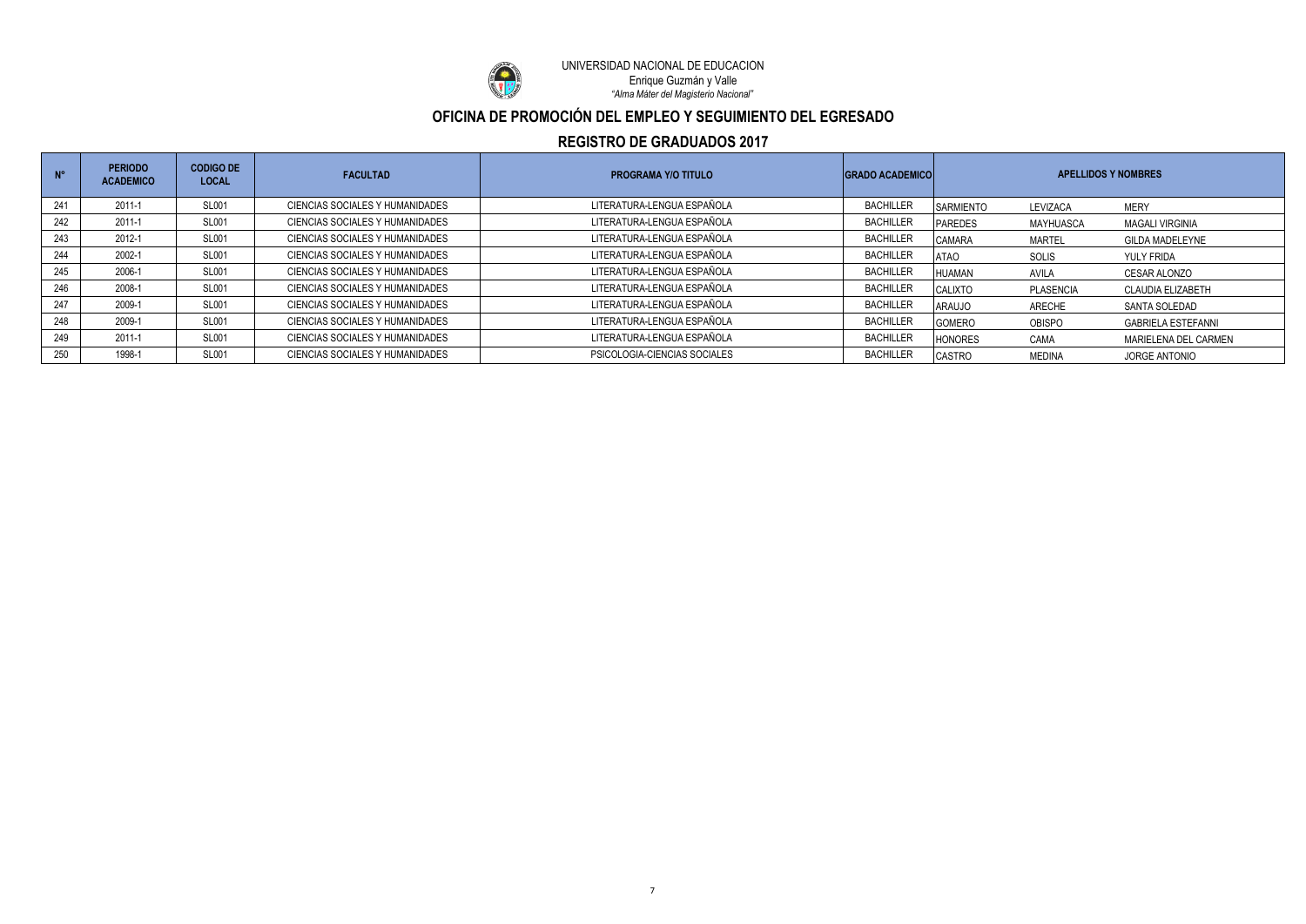UNIVERSIDAD NACIONAL DE EDUCACION
Enrique Guzmán y Valle
*"Alma Máter del Magisterio Nacional"*

## OFICINA DE PROMOCIÓN DEL EMPLEO Y SEGUIMIENTO DEL EGRESADO

## REGISTRO DE GRADUADOS 2017

| N° | PERIODO ACADEMICO | CODIGO DE LOCAL | FACULTAD | PROGRAMA Y/O TITULO | GRADO ACADEMICO | APELLIDOS Y NOMBRES | | |
|---|---|---|---|---|---|---|---|---|
| 241 | 2011-1 | SL001 | CIENCIAS SOCIALES Y HUMANIDADES | LITERATURA-LENGUA ESPAÑOLA | BACHILLER | SARMIENTO | LEVIZACA | MERY |
| 242 | 2011-1 | SL001 | CIENCIAS SOCIALES Y HUMANIDADES | LITERATURA-LENGUA ESPAÑOLA | BACHILLER | PAREDES | MAYHUASCA | MAGALI VIRGINIA |
| 243 | 2012-1 | SL001 | CIENCIAS SOCIALES Y HUMANIDADES | LITERATURA-LENGUA ESPAÑOLA | BACHILLER | CAMARA | MARTEL | GILDA MADELEYNE |
| 244 | 2002-1 | SL001 | CIENCIAS SOCIALES Y HUMANIDADES | LITERATURA-LENGUA ESPAÑOLA | BACHILLER | ATAO | SOLIS | YULY FRIDA |
| 245 | 2006-1 | SL001 | CIENCIAS SOCIALES Y HUMANIDADES | LITERATURA-LENGUA ESPAÑOLA | BACHILLER | HUAMAN | AVILA | CESAR ALONZO |
| 246 | 2008-1 | SL001 | CIENCIAS SOCIALES Y HUMANIDADES | LITERATURA-LENGUA ESPAÑOLA | BACHILLER | CALIXTO | PLASENCIA | CLAUDIA ELIZABETH |
| 247 | 2009-1 | SL001 | CIENCIAS SOCIALES Y HUMANIDADES | LITERATURA-LENGUA ESPAÑOLA | BACHILLER | ARAUJO | ARECHE | SANTA SOLEDAD |
| 248 | 2009-1 | SL001 | CIENCIAS SOCIALES Y HUMANIDADES | LITERATURA-LENGUA ESPAÑOLA | BACHILLER | GOMERO | OBISPO | GABRIELA ESTEFANNI |
| 249 | 2011-1 | SL001 | CIENCIAS SOCIALES Y HUMANIDADES | LITERATURA-LENGUA ESPAÑOLA | BACHILLER | HONORES | CAMA | MARIELENA DEL CARMEN |
| 250 | 1998-1 | SL001 | CIENCIAS SOCIALES Y HUMANIDADES | PSICOLOGIA-CIENCIAS SOCIALES | BACHILLER | CASTRO | MEDINA | JORGE ANTONIO |